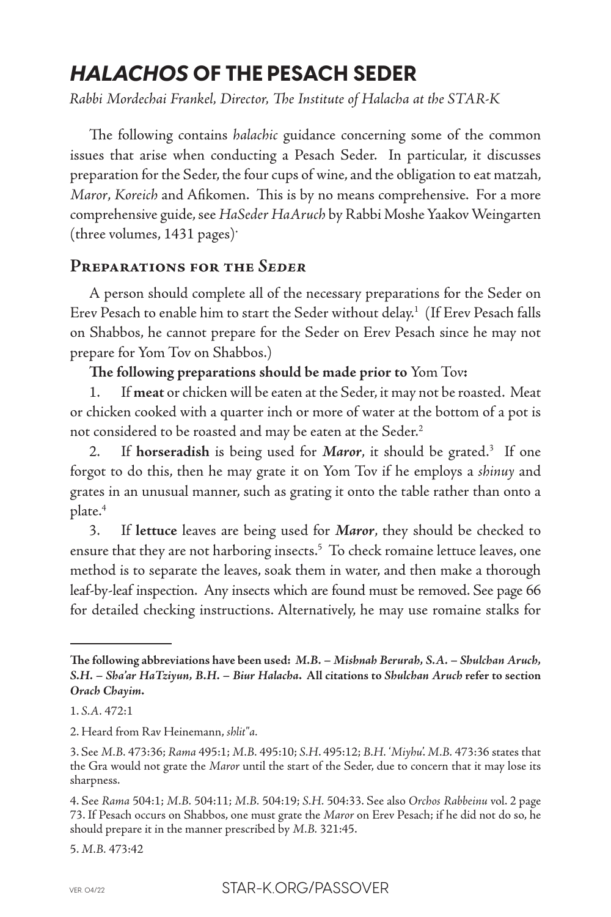# *HALACHOS* OF THE PESACH SEDER

*Rabbi Mordechai Frankel, Director, The Institute of Halacha at the STAR-K*

The following contains *halachic* guidance concerning some of the common issues that arise when conducting a Pesach Seder. In particular, it discusses preparation for the Seder, the four cups of wine, and the obligation to eat matzah, *Maror*, *Koreich* and Afikomen. This is by no means comprehensive. For a more comprehensive guide, see *HaSeder HaAruch* by Rabbi Moshe Yaakov Weingarten (three volumes, 1431 pages).

## Preparations for the *Seder*

A person should complete all of the necessary preparations for the Seder on Erev Pesach to enable him to start the Seder without delay.[1] (If Erev Pesach falls on Shabbos, he cannot prepare for the Seder on Erev Pesach since he may not prepare for Yom Tov on Shabbos.)

**The following preparations should be made prior to** Yom Tov**:**

1. If **meat** or chicken will be eaten at the Seder, it may not be roasted. Meat or chicken cooked with a quarter inch or more of water at the bottom of a pot is not considered to be roasted and may be eaten at the Seder.[2]

2. If **horseradish** is being used for ***Maror***, it should be grated.[3] If one forgot to do this, then he may grate it on Yom Tov if he employs a *shinuy* and grates in an unusual manner, such as grating it onto the table rather than onto a plate.[4]

3. If **lettuce** leaves are being used for ***Maror***, they should be checked to ensure that they are not harboring insects.[5] To check romaine lettuce leaves, one method is to separate the leaves, soak them in water, and then make a thorough leaf-by-leaf inspection. Any insects which are found must be removed. See page 66 for detailed checking instructions. Alternatively, he may use romaine stalks for

---

**The following abbreviations have been used: *M.B.* – *Mishnah Berurah*, *S.A.* – *Shulchan Aruch*, *S.H.* – *Sha'ar HaTziyun*, *B.H.* – *Biur Halacha*. All citations to *Shulchan Aruch* refer to section *Orach Chayim*.**

1. *S.A.* 472:1

2. Heard from Rav Heinemann, *shlit"a*.

3. See *M.B.* 473:36; *Rama* 495:1; *M.B.* 495:10; *S.H.* 495:12; *B.H.* '*Miyhu*'. *M.B.* 473:36 states that the Gra would not grate the *Maror* until the start of the Seder, due to concern that it may lose its sharpness.

4. See *Rama* 504:1; *M.B.* 504:11; *M.B.* 504:19; *S.H.* 504:33. See also *Orchos Rabbeinu* vol. 2 page 73. If Pesach occurs on Shabbos, one must grate the *Maror* on Erev Pesach; if he did not do so, he should prepare it in the manner prescribed by *M.B.* 321:45.

5. *M.B.* 473:42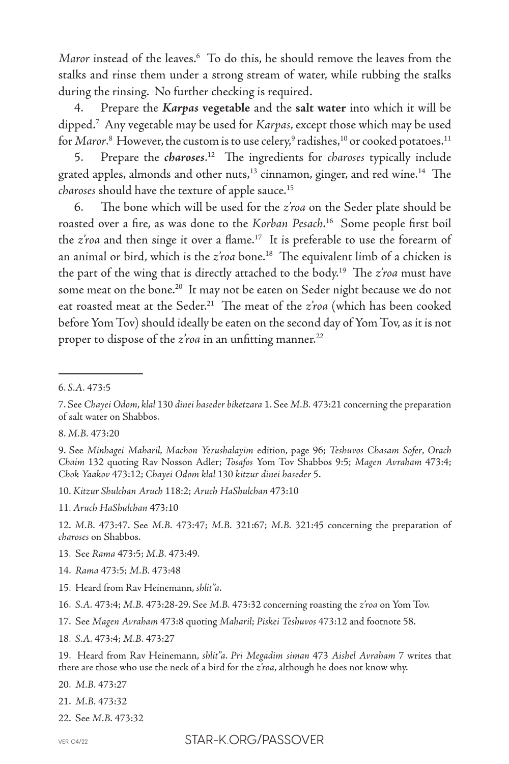*Maror* instead of the leaves.[6] To do this, he should remove the leaves from the stalks and rinse them under a strong stream of water, while rubbing the stalks during the rinsing. No further checking is required.

4. Prepare the ***Karpas* vegetable** and the **salt water** into which it will be dipped.[7] Any vegetable may be used for *Karpas*, except those which may be used for *Maror*.[8] However, the custom is to use celery,[9] radishes,[10] or cooked potatoes.[11]

5. Prepare the ***charoses***.[12] The ingredients for *charoses* typically include grated apples, almonds and other nuts,[13] cinnamon, ginger, and red wine.[14] The *charoses* should have the texture of apple sauce.[15]

6. The bone which will be used for the *z'roa* on the Seder plate should be roasted over a fire, as was done to the *Korban Pesach*.[16] Some people first boil the *z'roa* and then singe it over a flame.[17] It is preferable to use the forearm of an animal or bird, which is the *z'roa* bone.[18] The equivalent limb of a chicken is the part of the wing that is directly attached to the body.[19] The *z'roa* must have some meat on the bone.[20] It may not be eaten on Seder night because we do not eat roasted meat at the Seder.[21] The meat of the *z'roa* (which has been cooked before Yom Tov) should ideally be eaten on the second day of Yom Tov, as it is not proper to dispose of the *z'roa* in an unfitting manner.[22]

---

6. *S.A.* 473:5

7. See *Chayei Odom*, *klal* 130 *dinei haseder biketzara* 1. See *M.B.* 473:21 concerning the preparation of salt water on Shabbos.

8. *M.B.* 473:20

9. See *Minhagei Maharil*, *Machon Yerushalayim* edition, page 96; *Teshuvos Chasam Sofer*, *Orach Chaim* 132 quoting Rav Nosson Adler; *Tosafos* Yom Tov Shabbos 9:5; *Magen Avraham* 473:4; *Chok Yaakov* 473:12; *Chayei Odom klal* 130 *kitzur dinei haseder* 5.

10. *Kitzur Shulchan Aruch* 118:2; *Aruch HaShulchan* 473:10

11. *Aruch HaShulchan* 473:10

12. *M.B.* 473:47. See *M.B.* 473:47; *M.B.* 321:67; *M.B.* 321:45 concerning the preparation of *charoses* on Shabbos.

13. See *Rama* 473:5; *M.B.* 473:49.

14. *Rama* 473:5; *M.B.* 473:48

15. Heard from Rav Heinemann, *shlit"a*.

16. *S.A.* 473:4; *M.B.* 473:28-29. See *M.B.* 473:32 concerning roasting the *z'roa* on Yom Tov.

17. See *Magen Avraham* 473:8 quoting *Maharil*; *Piskei Teshuvos* 473:12 and footnote 58.

18. *S.A.* 473:4; *M.B.* 473:27

19. Heard from Rav Heinemann, *shlit"a*. *Pri Megadim siman* 473 *Aishel Avraham* 7 writes that there are those who use the neck of a bird for the *z'roa*, although he does not know why.

20. *M.B.* 473:27

21. *M.B.* 473:32

22. See *M.B.* 473:32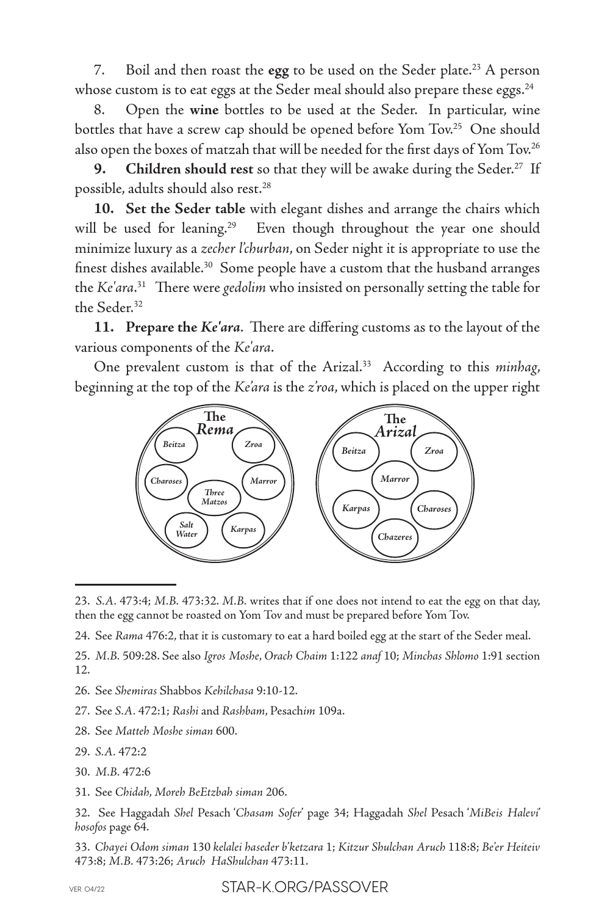7. Boil and then roast the **egg** to be used on the Seder plate.[23] A person whose custom is to eat eggs at the Seder meal should also prepare these eggs.[24]

8. Open the **wine** bottles to be used at the Seder. In particular, wine bottles that have a screw cap should be opened before Yom Tov.[25] One should also open the boxes of matzah that will be needed for the first days of Yom Tov.[26]

**9. Children should rest** so that they will be awake during the Seder.[27] If possible, adults should also rest.[28]

**10. Set the Seder table** with elegant dishes and arrange the chairs which will be used for leaning.[29] Even though throughout the year one should minimize luxury as a *zecher l'churban*, on Seder night it is appropriate to use the finest dishes available.[30] Some people have a custom that the husband arranges the *Ke'ara*.[31] There were *gedolim* who insisted on personally setting the table for the Seder.[32]

**11. Prepare the *Ke'ara*.** There are differing customs as to the layout of the various components of the *Ke'ara*.

One prevalent custom is that of the Arizal.[33] According to this *minhag*, beginning at the top of the *Ke'ara* is the *z'roa*, which is placed on the upper right

**The *Rema***: *Beitza*, *Zroa*, *Charoses*, *Three Matzos*, *Marror*, *Salt Water*, *Karpas*

**The *Arizal***: *Beitza*, *Zroa*, *Marror*, *Karpas*, *Charoses*, *Chazeres*

---

23. *S.A.* 473:4; *M.B.* 473:32. *M.B.* writes that if one does not intend to eat the egg on that day, then the egg cannot be roasted on Yom Tov and must be prepared before Yom Tov.

24. See *Rama* 476:2, that it is customary to eat a hard boiled egg at the start of the Seder meal.

25. *M.B.* 509:28. See also *Igros Moshe*, *Orach Chaim* 1:122 *anaf* 10; *Minchas Shlomo* 1:91 section 12.

26. See *Shemiras* Shabbos *Kehilchasa* 9:10-12.

27. See *S.A.* 472:1; *Rashi* and *Rashbam*, Pesach*im* 109a.

28. See *Matteh Moshe siman* 600.

29. *S.A.* 472:2

30. *M.B.* 472:6

31. See *Chidah*, *Moreh BeEtzbah siman* 206.

32. See Haggadah *Shel* Pesach '*Chasam Sofer*' page 34; Haggadah *Shel* Pesach '*MiBeis Halevi*' *hosofos* page 64.

33. *Chayei Odom siman* 130 *kelalei haseder b'ketzara* 1; *Kitzur Shulchan Aruch* 118:8; *Be'er Heiteiv* 473:8; *M.B.* 473:26; *Aruch HaShulchan* 473:11.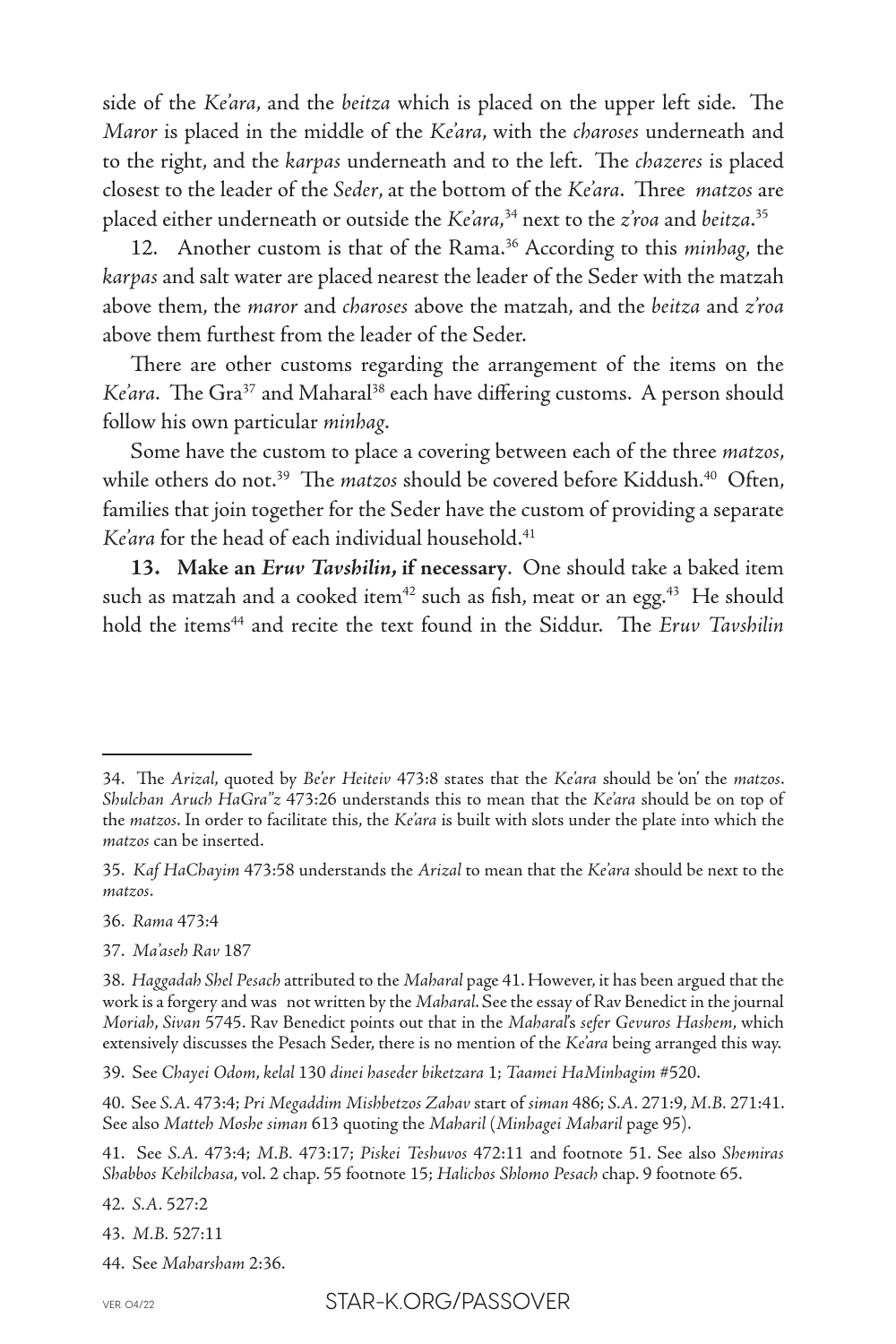side of the *Ke'ara*, and the *beitza* which is placed on the upper left side. The *Maror* is placed in the middle of the *Ke'ara*, with the *charoses* underneath and to the right, and the *karpas* underneath and to the left. The *chazeres* is placed closest to the leader of the *Seder*, at the bottom of the *Ke'ara*. Three *matzos* are placed either underneath or outside the *Ke'ara*,[34] next to the *z'roa* and *beitza*.[35]

12. Another custom is that of the Rama.[36] According to this *minhag*, the *karpas* and salt water are placed nearest the leader of the Seder with the matzah above them, the *maror* and *charoses* above the matzah, and the *beitza* and *z'roa* above them furthest from the leader of the Seder.

There are other customs regarding the arrangement of the items on the *Ke'ara*. The Gra[37] and Maharal[38] each have differing customs. A person should follow his own particular *minhag*.

Some have the custom to place a covering between each of the three *matzos*, while others do not.[39] The *matzos* should be covered before Kiddush.[40] Often, families that join together for the Seder have the custom of providing a separate *Ke'ara* for the head of each individual household.[41]

**13. Make an *Eruv Tavshilin*, if necessary**. One should take a baked item such as matzah and a cooked item[42] such as fish, meat or an egg.[43] He should hold the items[44] and recite the text found in the Siddur. The *Eruv Tavshilin*

---

34. The *Arizal*, quoted by *Be'er Heiteiv* 473:8 states that the *Ke'ara* should be 'on' the *matzos*. *Shulchan Aruch HaGra"z* 473:26 understands this to mean that the *Ke'ara* should be on top of the *matzos*. In order to facilitate this, the *Ke'ara* is built with slots under the plate into which the *matzos* can be inserted.

35. *Kaf HaChayim* 473:58 understands the *Arizal* to mean that the *Ke'ara* should be next to the *matzos*.

36. *Rama* 473:4

37. *Ma'aseh Rav* 187

38. *Haggadah Shel Pesach* attributed to the *Maharal* page 41. However, it has been argued that the work is a forgery and was not written by the *Maharal*. See the essay of Rav Benedict in the journal *Moriah*, *Sivan* 5745. Rav Benedict points out that in the *Maharal*'s *sefer Gevuros Hashem*, which extensively discusses the Pesach Seder, there is no mention of the *Ke'ara* being arranged this way.

39. See *Chayei Odom*, *kelal* 130 *dinei haseder biketzara* 1; *Taamei HaMinhagim* #520.

40. See *S.A.* 473:4; *Pri Megaddim Mishbetzos Zahav* start of *siman* 486; *S.A.* 271:9, *M.B.* 271:41. See also *Matteh Moshe siman* 613 quoting the *Maharil* (*Minhagei Maharil* page 95).

41. See *S.A.* 473:4; *M.B.* 473:17; *Piskei Teshuvos* 472:11 and footnote 51. See also *Shemiras Shabbos Kehilchasa*, vol. 2 chap. 55 footnote 15; *Halichos Shlomo Pesach* chap. 9 footnote 65.

42. *S.A.* 527:2

43. *M.B.* 527:11

44. See *Maharsham* 2:36.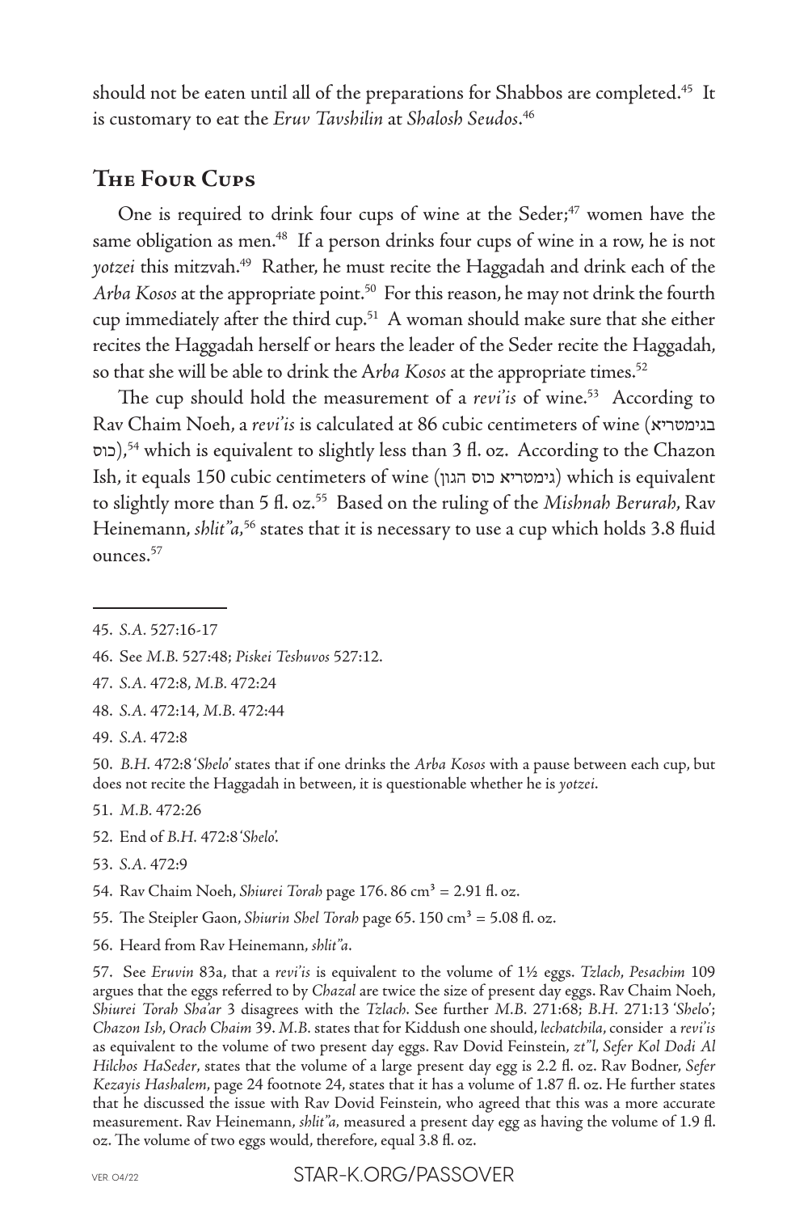should not be eaten until all of the preparations for Shabbos are completed.[45] It is customary to eat the *Eruv Tavshilin* at *Shalosh Seudos*.[46]

## The Four Cups

One is required to drink four cups of wine at the Seder;[47] women have the same obligation as men.[48] If a person drinks four cups of wine in a row, he is not *yotzei* this mitzvah.[49] Rather, he must recite the Haggadah and drink each of the *Arba Kosos* at the appropriate point.[50] For this reason, he may not drink the fourth cup immediately after the third cup.[51] A woman should make sure that she either recites the Haggadah herself or hears the leader of the Seder recite the Haggadah, so that she will be able to drink the *Arba Kosos* at the appropriate times.[52]

The cup should hold the measurement of a *revi'is* of wine.[53] According to Rav Chaim Noeh, a *revi'is* is calculated at 86 cubic centimeters of wine (בגימטריא כוס),[54] which is equivalent to slightly less than 3 fl. oz. According to the Chazon Ish, it equals 150 cubic centimeters of wine (גימטריא כוס הגון) which is equivalent to slightly more than 5 fl. oz.[55] Based on the ruling of the *Mishnah Berurah*, Rav Heinemann, *shlit"a*,[56] states that it is necessary to use a cup which holds 3.8 fluid ounces.[57]

---

45. *S.A.* 527:16-17

46. See *M.B.* 527:48; *Piskei Teshuvos* 527:12.

47. *S.A.* 472:8, *M.B.* 472:24

48. *S.A.* 472:14, *M.B.* 472:44

49. *S.A.* 472:8

50. *B.H.* 472:8 '*Shelo*' states that if one drinks the *Arba Kosos* with a pause between each cup, but does not recite the Haggadah in between, it is questionable whether he is *yotzei*.

51. *M.B.* 472:26

52. End of *B.H.* 472:8 '*Shelo*'.

53. *S.A.* 472:9

54. Rav Chaim Noeh, *Shiurei Torah* page 176. 86 $cm^3$ = 2.91 fl. oz.

55. The Steipler Gaon, *Shiurin Shel Torah* page 65. 150 $cm^3$ = 5.08 fl. oz.

56. Heard from Rav Heinemann, *shlit"a*.

57. See *Eruvin* 83a, that a *revi'is* is equivalent to the volume of 1½ eggs. *Tzlach*, *Pesachim* 109 argues that the eggs referred to by *Chazal* are twice the size of present day eggs. Rav Chaim Noeh, *Shiurei Torah Sha'ar* 3 disagrees with the *Tzlach*. See further *M.B.* 271:68; *B.H.* 271:13 '*Shelo*'; *Chazon Ish*, *Orach Chaim* 39. *M.B.* states that for Kiddush one should, *lechatchila*, consider a *revi'is* as equivalent to the volume of two present day eggs. Rav Dovid Feinstein, *zt"l*, *Sefer Kol Dodi Al Hilchos HaSeder*, states that the volume of a large present day egg is 2.2 fl. oz. Rav Bodner, *Sefer Kezayis Hashalem*, page 24 footnote 24, states that it has a volume of 1.87 fl. oz. He further states that he discussed the issue with Rav Dovid Feinstein, who agreed that this was a more accurate measurement. Rav Heinemann, *shlit"a*, measured a present day egg as having the volume of 1.9 fl. oz. The volume of two eggs would, therefore, equal 3.8 fl. oz.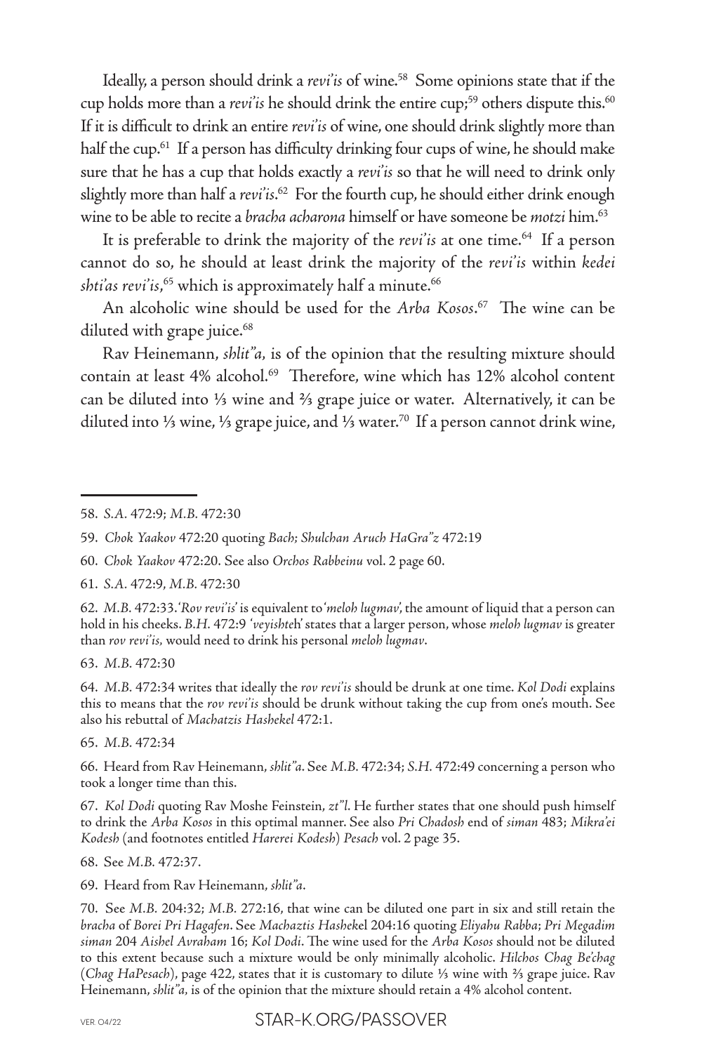Ideally, a person should drink a *revi'is* of wine.[58] Some opinions state that if the cup holds more than a *revi'is* he should drink the entire cup;[59] others dispute this.[60] If it is difficult to drink an entire *revi'is* of wine, one should drink slightly more than half the cup.[61] If a person has difficulty drinking four cups of wine, he should make sure that he has a cup that holds exactly a *revi'is* so that he will need to drink only slightly more than half a *revi'is*.[62] For the fourth cup, he should either drink enough wine to be able to recite a *bracha acharona* himself or have someone be *motzi* him.[63]

It is preferable to drink the majority of the *revi'is* at one time.[64] If a person cannot do so, he should at least drink the majority of the *revi'is* within *kedei shti'as revi'is*,[65] which is approximately half a minute.[66]

An alcoholic wine should be used for the *Arba Kosos*.[67] The wine can be diluted with grape juice.[68]

Rav Heinemann, *shlit"a*, is of the opinion that the resulting mixture should contain at least 4% alcohol.[69] Therefore, wine which has 12% alcohol content can be diluted into ⅓ wine and ⅔ grape juice or water. Alternatively, it can be diluted into ⅓ wine, ⅓ grape juice, and ⅓ water.[70] If a person cannot drink wine,

---

58. *S.A.* 472:9; *M.B.* 472:30

59. *Chok Yaakov* 472:20 quoting *Bach*; *Shulchan Aruch HaGra"z* 472:19

60. *Chok Yaakov* 472:20. See also *Orchos Rabbeinu* vol. 2 page 60.

61. *S.A.* 472:9, *M.B.* 472:30

62. *M.B.* 472:33.'*Rov revi'is*' is equivalent to'*meloh lugmav*', the amount of liquid that a person can hold in his cheeks. *B.H.* 472:9 '*veyishteh*' states that a larger person, whose *meloh lugmav* is greater than *rov revi'is,* would need to drink his personal *meloh lugmav*.

63. *M.B.* 472:30

64. *M.B.* 472:34 writes that ideally the *rov revi'is* should be drunk at one time. *Kol Dodi* explains this to means that the *rov revi'is* should be drunk without taking the cup from one's mouth. See also his rebuttal of *Machatzis Hashekel* 472:1.

65. *M.B.* 472:34

66. Heard from Rav Heinemann, *shlit"a*. See *M.B.* 472:34; *S.H.* 472:49 concerning a person who took a longer time than this.

67. *Kol Dodi* quoting Rav Moshe Feinstein, *zt"l*. He further states that one should push himself to drink the *Arba Kosos* in this optimal manner. See also *Pri Chadosh* end of *siman* 483; *Mikra'ei Kodesh* (and footnotes entitled *Harerei Kodesh*) *Pesach* vol. 2 page 35.

68. See *M.B.* 472:37.

69. Heard from Rav Heinemann, *shlit"a*.

70. See *M.B.* 204:32; *M.B.* 272:16, that wine can be diluted one part in six and still retain the *bracha* of *Borei Pri Hagafen*. See *Machaztis Hashekel* 204:16 quoting *Eliyahu Rabba*; *Pri Megadim siman* 204 *Aishel Avraham* 16; *Kol Dodi*. The wine used for the *Arba Kosos* should not be diluted to this extent because such a mixture would be only minimally alcoholic. *Hilchos Chag Be'chag* (*Chag HaPesach*), page 422, states that it is customary to dilute ⅓ wine with ⅔ grape juice. Rav Heinemann, *shlit"a*, is of the opinion that the mixture should retain a 4% alcohol content.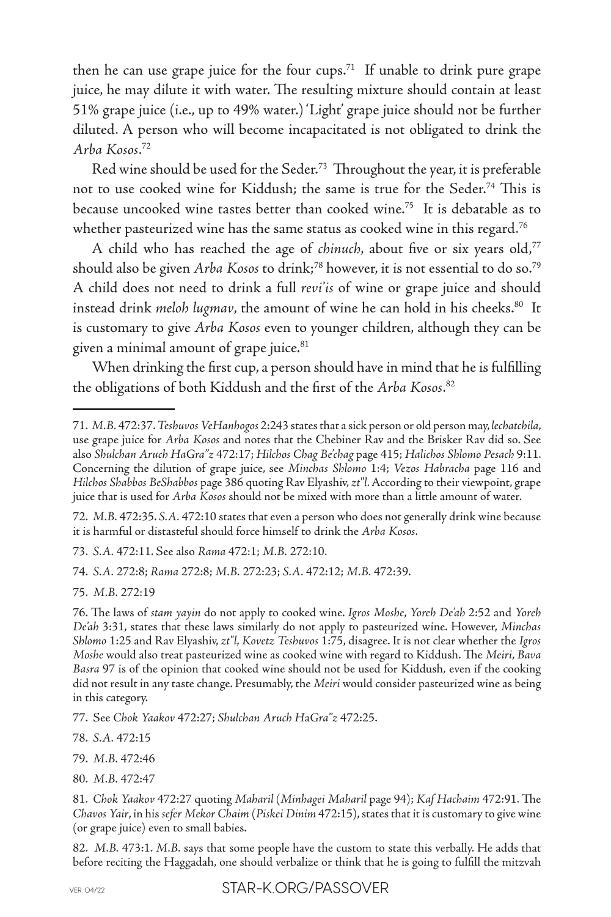then he can use grape juice for the four cups.[71] If unable to drink pure grape juice, he may dilute it with water. The resulting mixture should contain at least 51% grape juice (i.e., up to 49% water.) 'Light' grape juice should not be further diluted. A person who will become incapacitated is not obligated to drink the *Arba Kosos*.[72]

Red wine should be used for the Seder.[73] Throughout the year, it is preferable not to use cooked wine for Kiddush; the same is true for the Seder.[74] This is because uncooked wine tastes better than cooked wine.[75] It is debatable as to whether pasteurized wine has the same status as cooked wine in this regard.[76]

A child who has reached the age of *chinuch*, about five or six years old,[77] should also be given *Arba Kosos* to drink;[78] however, it is not essential to do so.[79] A child does not need to drink a full *revi'is* of wine or grape juice and should instead drink *meloh lugmav*, the amount of wine he can hold in his cheeks.[80] It is customary to give *Arba Kosos* even to younger children, although they can be given a minimal amount of grape juice.[81]

When drinking the first cup, a person should have in mind that he is fulfilling the obligations of both Kiddush and the first of the *Arba Kosos*.[82]

---

71. *M.B.* 472:37. *Teshuvos VeHanhogos* 2:243 states that a sick person or old person may, *lechatchila*, use grape juice for *Arba Kosos* and notes that the Chebiner Rav and the Brisker Rav did so. See also *Shulchan Aruch HaGra"z* 472:17; *Hilchos Chag Be'chag* page 415; *Halichos Shlomo Pesach* 9:11. Concerning the dilution of grape juice, see *Minchas Shlomo* 1:4; *Vezos Habracha* page 116 and *Hilchos Shabbos BeShabbos* page 386 quoting Rav Elyashiv, *zt"l*. According to their viewpoint, grape juice that is used for *Arba Kosos* should not be mixed with more than a little amount of water.

72. *M.B.* 472:35. *S.A.* 472:10 states that even a person who does not generally drink wine because it is harmful or distasteful should force himself to drink the *Arba Kosos*.

73. *S.A.* 472:11. See also *Rama* 472:1; *M.B.* 272:10.

74. *S.A.* 272:8; *Rama* 272:8; *M.B.* 272:23; *S.A.* 472:12; *M.B.* 472:39.

75. *M.B.* 272:19

76. The laws of *stam yayin* do not apply to cooked wine. *Igros Moshe*, *Yoreh De'ah* 2:52 and *Yoreh De'ah* 3:31, states that these laws similarly do not apply to pasteurized wine. However, *Minchas Shlomo* 1:25 and Rav Elyashiv, *zt"l*, *Kovetz Teshuvos* 1:75, disagree. It is not clear whether the *Igros Moshe* would also treat pasteurized wine as cooked wine with regard to Kiddush. The *Meiri*, *Bava Basra* 97 is of the opinion that cooked wine should not be used for Kiddush, even if the cooking did not result in any taste change. Presumably, the *Meiri* would consider pasteurized wine as being in this category.

77. See *Chok Yaakov* 472:27; *Shulchan Aruch HaGra"z* 472:25.

78. *S.A.* 472:15

79. *M.B.* 472:46

80. *M.B.* 472:47

81. *Chok Yaakov* 472:27 quoting *Maharil* (*Minhagei Maharil* page 94); *Kaf Hachaim* 472:91. The *Chavos Yair*, in his *sefer Mekor Chaim* (*Piskei Dinim* 472:15), states that it is customary to give wine (or grape juice) even to small babies.

82. *M.B.* 473:1. *M.B.* says that some people have the custom to state this verbally. He adds that before reciting the Haggadah, one should verbalize or think that he is going to fulfill the mitzvah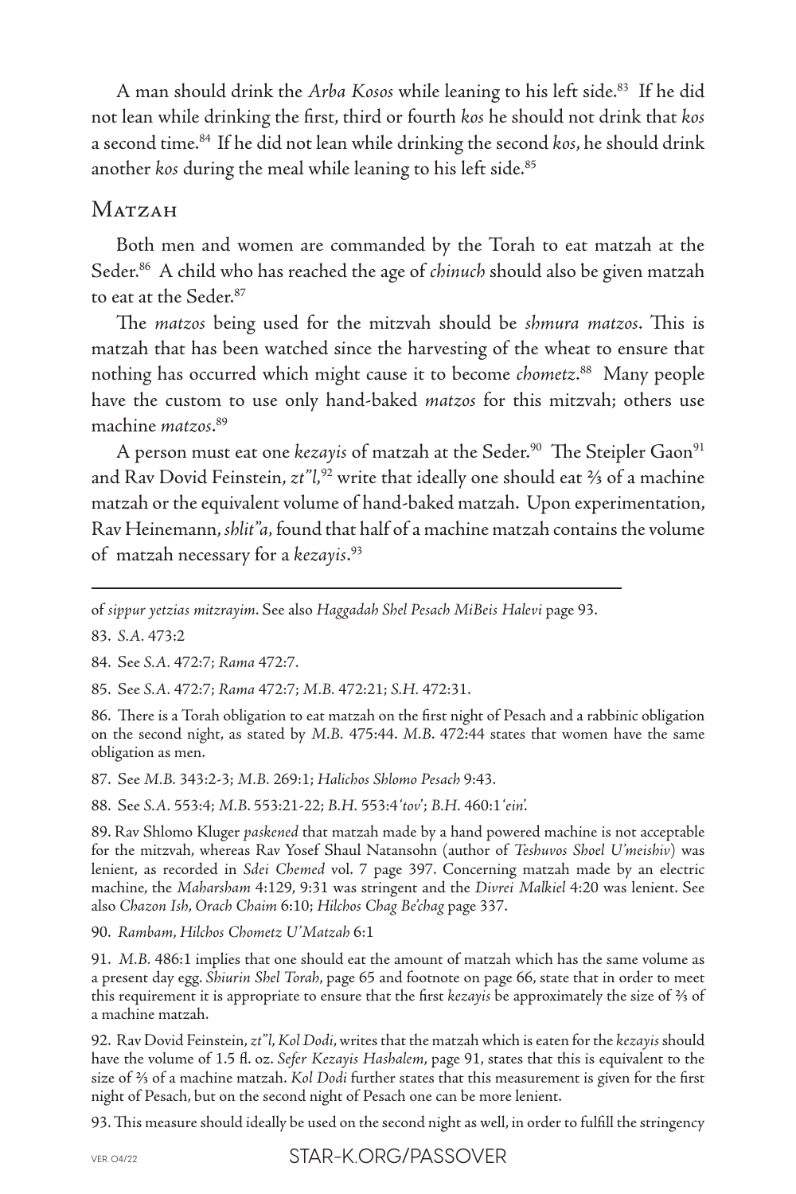A man should drink the *Arba Kosos* while leaning to his left side.[83] If he did not lean while drinking the first, third or fourth *kos* he should not drink that *kos* a second time.[84] If he did not lean while drinking the second *kos*, he should drink another *kos* during the meal while leaning to his left side.[85]

## Matzah

Both men and women are commanded by the Torah to eat matzah at the Seder.[86] A child who has reached the age of *chinuch* should also be given matzah to eat at the Seder.[87]

The *matzos* being used for the mitzvah should be *shmura matzos*. This is matzah that has been watched since the harvesting of the wheat to ensure that nothing has occurred which might cause it to become *chometz*.[88] Many people have the custom to use only hand-baked *matzos* for this mitzvah; others use machine *matzos*.[89]

A person must eat one *kezayis* of matzah at the Seder.[90] The Steipler Gaon[91] and Rav Dovid Feinstein, *zt"l*,[92] write that ideally one should eat ⅔ of a machine matzah or the equivalent volume of hand-baked matzah. Upon experimentation, Rav Heinemann, *shlit"a*, found that half of a machine matzah contains the volume of matzah necessary for a *kezayis*.[93]

---

of *sippur yetzias mitzrayim*. See also *Haggadah Shel Pesach MiBeis Halevi* page 93.

83. *S.A.* 473:2

84. See *S.A.* 472:7; *Rama* 472:7.

85. See *S.A.* 472:7; *Rama* 472:7; *M.B.* 472:21; *S.H.* 472:31.

86. There is a Torah obligation to eat matzah on the first night of Pesach and a rabbinic obligation on the second night, as stated by *M.B.* 475:44. *M.B.* 472:44 states that women have the same obligation as men.

87. See *M.B.* 343:2-3; *M.B.* 269:1; *Halichos Shlomo Pesach* 9:43.

88. See *S.A.* 553:4; *M.B.* 553:21-22; *B.H.* 553:4 '*tov*'; *B.H.* 460:1 '*ein*'.

89. Rav Shlomo Kluger *paskened* that matzah made by a hand powered machine is not acceptable for the mitzvah, whereas Rav Yosef Shaul Natansohn (author of *Teshuvos Shoel U'meishiv*) was lenient, as recorded in *Sdei Chemed* vol. 7 page 397. Concerning matzah made by an electric machine, the *Maharsham* 4:129, 9:31 was stringent and the *Divrei Malkiel* 4:20 was lenient. See also *Chazon Ish*, *Orach Chaim* 6:10; *Hilchos Chag Be'chag* page 337.

90. *Rambam*, *Hilchos Chometz U'Matzah* 6:1

91. *M.B.* 486:1 implies that one should eat the amount of matzah which has the same volume as a present day egg. *Shiurin Shel Torah*, page 65 and footnote on page 66, state that in order to meet this requirement it is appropriate to ensure that the first *kezayis* be approximately the size of ⅔ of a machine matzah.

92. Rav Dovid Feinstein, *zt"l*, *Kol Dodi*, writes that the matzah which is eaten for the *kezayis* should have the volume of 1.5 fl. oz. *Sefer Kezayis Hashalem*, page 91, states that this is equivalent to the size of ⅔ of a machine matzah. *Kol Dodi* further states that this measurement is given for the first night of Pesach, but on the second night of Pesach one can be more lenient.

93. This measure should ideally be used on the second night as well, in order to fulfill the stringency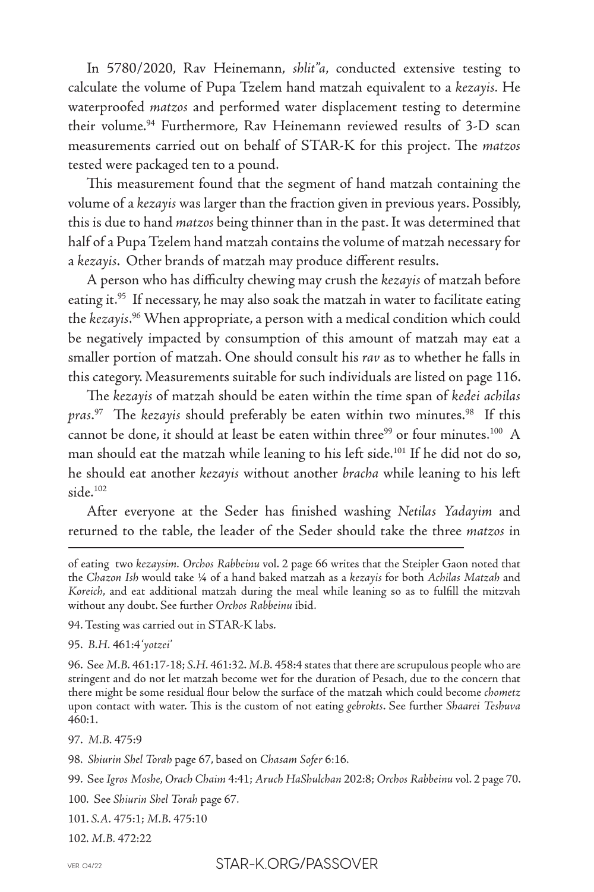In 5780/2020, Rav Heinemann, *shlit"a*, conducted extensive testing to calculate the volume of Pupa Tzelem hand matzah equivalent to a *kezayis*. He waterproofed *matzos* and performed water displacement testing to determine their volume.[94] Furthermore, Rav Heinemann reviewed results of 3-D scan measurements carried out on behalf of STAR-K for this project. The *matzos* tested were packaged ten to a pound.

This measurement found that the segment of hand matzah containing the volume of a *kezayis* was larger than the fraction given in previous years. Possibly, this is due to hand *matzos* being thinner than in the past. It was determined that half of a Pupa Tzelem hand matzah contains the volume of matzah necessary for a *kezayis*. Other brands of matzah may produce different results.

A person who has difficulty chewing may crush the *kezayis* of matzah before eating it.[95] If necessary, he may also soak the matzah in water to facilitate eating the *kezayis*.[96] When appropriate, a person with a medical condition which could be negatively impacted by consumption of this amount of matzah may eat a smaller portion of matzah. One should consult his *rav* as to whether he falls in this category. Measurements suitable for such individuals are listed on page 116.

The *kezayis* of matzah should be eaten within the time span of *kedei achilas pras*.[97] The *kezayis* should preferably be eaten within two minutes.[98] If this cannot be done, it should at least be eaten within three[99] or four minutes.[100] A man should eat the matzah while leaning to his left side.[101] If he did not do so, he should eat another *kezayis* without another *bracha* while leaning to his left side.[102]

After everyone at the Seder has finished washing *Netilas Yadayim* and returned to the table, the leader of the Seder should take the three *matzos* in

---

of eating two *kezaysim*. *Orchos Rabbeinu* vol. 2 page 66 writes that the Steipler Gaon noted that the *Chazon Ish* would take ¼ of a hand baked matzah as a *kezayis* for both *Achilas Matzah* and *Koreich*, and eat additional matzah during the meal while leaning so as to fulfill the mitzvah without any doubt. See further *Orchos Rabbeinu* ibid.

94. Testing was carried out in STAR-K labs.

95. *B.H.* 461:4 '*yotzei*'

96. See *M.B.* 461:17-18; *S.H.* 461:32. *M.B.* 458:4 states that there are scrupulous people who are stringent and do not let matzah become wet for the duration of Pesach, due to the concern that there might be some residual flour below the surface of the matzah which could become *chometz* upon contact with water. This is the custom of not eating *gebrokts*. See further *Shaarei Teshuva* 460:1.

97. *M.B.* 475:9

98. *Shiurin Shel Torah* page 67, based on *Chasam Sofer* 6:16.

99. See *Igros Moshe*, *Orach Chaim* 4:41; *Aruch HaShulchan* 202:8; *Orchos Rabbeinu* vol. 2 page 70.

100. See *Shiurin Shel Torah* page 67.

101. *S.A.* 475:1; *M.B.* 475:10

102. *M.B.* 472:22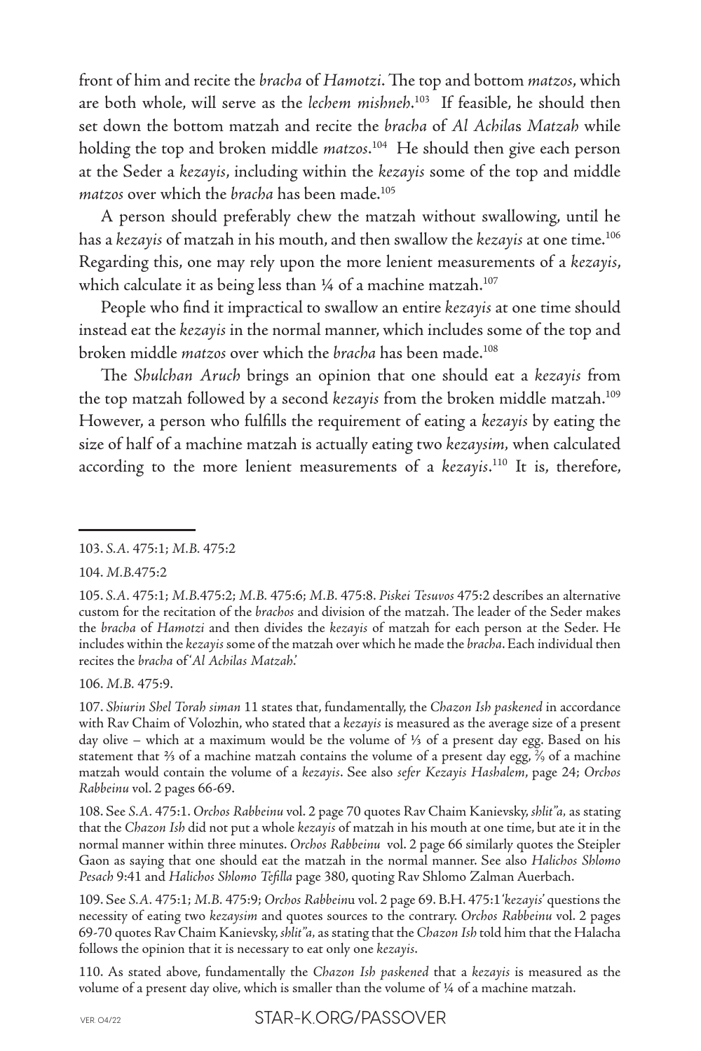front of him and recite the *bracha* of *Hamotzi*. The top and bottom *matzos*, which are both whole, will serve as the *lechem mishneh*.[103] If feasible, he should then set down the bottom matzah and recite the *bracha* of *Al Achila*s *Matzah* while holding the top and broken middle *matzos*.[104] He should then give each person at the Seder a *kezayis*, including within the *kezayis* some of the top and middle *matzos* over which the *bracha* has been made.[105]

A person should preferably chew the matzah without swallowing, until he has a *kezayis* of matzah in his mouth, and then swallow the *kezayis* at one time.[106] Regarding this, one may rely upon the more lenient measurements of a *kezayis*, which calculate it as being less than ¼ of a machine matzah.[107]

People who find it impractical to swallow an entire *kezayis* at one time should instead eat the *kezayis* in the normal manner, which includes some of the top and broken middle *matzos* over which the *bracha* has been made.[108]

The *Shulchan Aruch* brings an opinion that one should eat a *kezayis* from the top matzah followed by a second *kezayis* from the broken middle matzah.[109] However, a person who fulfills the requirement of eating a *kezayis* by eating the size of half of a machine matzah is actually eating two *kezaysim*, when calculated according to the more lenient measurements of a *kezayis*.[110] It is, therefore,

---

103. *S.A.* 475:1; *M.B.* 475:2

104. *M.B.*475:2

105. *S.A.* 475:1; *M.B.*475:2; *M.B.* 475:6; *M.B.* 475:8. *Piskei Tesuvos* 475:2 describes an alternative custom for the recitation of the *brachos* and division of the matzah. The leader of the Seder makes the *bracha* of *Hamotzi* and then divides the *kezayis* of matzah for each person at the Seder. He includes within the *kezayis* some of the matzah over which he made the *bracha*. Each individual then recites the *bracha* of '*Al Achilas Matzah*.'

106. *M.B.* 475:9.

107. *Shiurin Shel Torah siman* 11 states that, fundamentally, the *Chazon Ish paskened* in accordance with Rav Chaim of Volozhin, who stated that a *kezayis* is measured as the average size of a present day olive – which at a maximum would be the volume of ⅓ of a present day egg. Based on his statement that ⅔ of a machine matzah contains the volume of a present day egg, ²⁄₉ of a machine matzah would contain the volume of a *kezayis*. See also *sefer Kezayis Hashalem*, page 24; *Orchos Rabbeinu* vol. 2 pages 66-69.

108. See *S.A.* 475:1. *Orchos Rabbeinu* vol. 2 page 70 quotes Rav Chaim Kanievsky, *shlit"a,* as stating that the *Chazon Ish* did not put a whole *kezayis* of matzah in his mouth at one time, but ate it in the normal manner within three minutes. *Orchos Rabbeinu* vol. 2 page 66 similarly quotes the Steipler Gaon as saying that one should eat the matzah in the normal manner. See also *Halichos Shlomo Pesach* 9:41 and *Halichos Shlomo Tefilla* page 380, quoting Rav Shlomo Zalman Auerbach.

109. See *S.A.* 475:1; *M.B.* 475:9; *Orchos Rabbein*u vol. 2 page 69. B.H. 475:1*'kezayis'* questions the necessity of eating two *kezaysim* and quotes sources to the contrary. *Orchos Rabbeinu* vol. 2 pages 69-70 quotes Rav Chaim Kanievsky, *shlit"a,* as stating that the *Chazon Ish* told him that the Halacha follows the opinion that it is necessary to eat only one *kezayis*.

110. As stated above, fundamentally the *Chazon Ish paskened* that a *kezayis* is measured as the volume of a present day olive, which is smaller than the volume of ¼ of a machine matzah.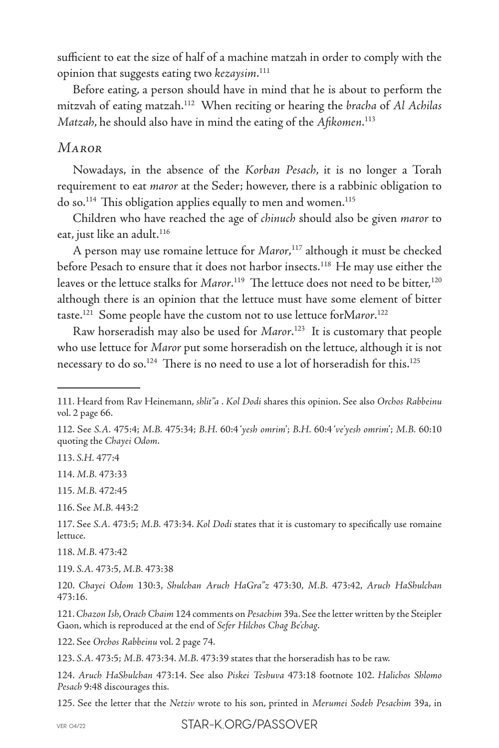sufficient to eat the size of half of a machine matzah in order to comply with the opinion that suggests eating two *kezaysim*.[111]

Before eating, a person should have in mind that he is about to perform the mitzvah of eating matzah.[112] When reciting or hearing the *bracha* of *Al Achilas Matzah*, he should also have in mind the eating of the *Afikomen*.[113]

## *Maror*

Nowadays, in the absence of the *Korban Pesach*, it is no longer a Torah requirement to eat *maror* at the Seder; however, there is a rabbinic obligation to do so.[114] This obligation applies equally to men and women.[115]

Children who have reached the age of *chinuch* should also be given *maror* to eat, just like an adult.[116]

A person may use romaine lettuce for *Maror*,[117] although it must be checked before Pesach to ensure that it does not harbor insects.[118] He may use either the leaves or the lettuce stalks for *Maror*.[119] The lettuce does not need to be bitter,[120] although there is an opinion that the lettuce must have some element of bitter taste.[121] Some people have the custom not to use lettuce for*Maror*.[122]

Raw horseradish may also be used for *Maror*.[123] It is customary that people who use lettuce for *Maror* put some horseradish on the lettuce, although it is not necessary to do so.[124] There is no need to use a lot of horseradish for this.[125]

---

111. Heard from Rav Heinemann, *shlit"a* . *Kol Dodi* shares this opinion. See also *Orchos Rabbeinu* vol. 2 page 66.

112. See *S.A.* 475:4; *M.B.* 475:34; *B.H.* 60:4 '*yesh omrim*'; *B.H.* 60:4 '*ve'yesh omrim*'; *M.B.* 60:10 quoting the *Chayei Odom*.

113. *S.H.* 477:4

114. *M.B.* 473:33

115. *M.B.* 472:45

116. See *M.B.* 443:2

117. See *S.A.* 473:5; *M.B.* 473:34. *Kol Dodi* states that it is customary to specifically use romaine lettuce.

118. *M.B.* 473:42

119. *S.A.* 473:5, *M.B.* 473:38

120. *Chayei Odom* 130:3, *Shulchan Aruch HaGra"z* 473:30, *M.B.* 473:42, *Aruch HaShulchan* 473:16.

121. *Chazon Ish*, *Orach Chaim* 124 comments on *Pesachim* 39a. See the letter written by the Steipler Gaon, which is reproduced at the end of *Sefer Hilchos Chag Be'chag*.

122. See *Orchos Rabbeinu* vol. 2 page 74.

123. *S.A.* 473:5; *M.B.* 473:34. *M.B.* 473:39 states that the horseradish has to be raw.

124. *Aruch HaShulchan* 473:14. See also *Piskei Teshuva* 473:18 footnote 102. *Halichos Shlomo Pesach* 9:48 discourages this.

125. See the letter that the *Netziv* wrote to his son, printed in *Merumei Sodeh Pesachim* 39a, in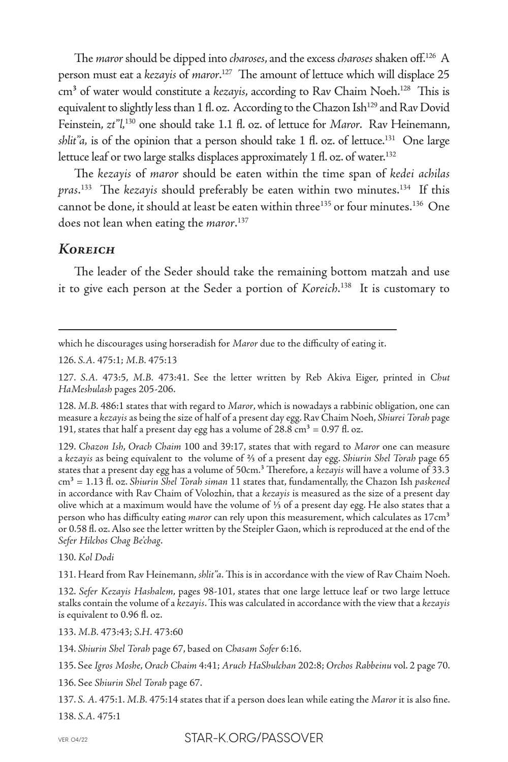The *maror* should be dipped into *charoses*, and the excess *charoses* shaken off.[126] A person must eat a *kezayis* of *maror*.[127] The amount of lettuce which will displace 25 $cm^3$ of water would constitute a *kezayis*, according to Rav Chaim Noeh.[128] This is equivalent to slightly less than 1 fl. oz. According to the Chazon Ish[129] and Rav Dovid Feinstein, *zt"l*,[130] one should take 1.1 fl. oz. of lettuce for *Maror*. Rav Heinemann, *shlit"a*, is of the opinion that a person should take 1 fl. oz. of lettuce.[131] One large lettuce leaf or two large stalks displaces approximately 1 fl. oz. of water.[132]

The *kezayis* of *maror* should be eaten within the time span of *kedei achilas pras*.[133] The *kezayis* should preferably be eaten within two minutes.[134] If this cannot be done, it should at least be eaten within three[135] or four minutes.[136] One does not lean when eating the *maror*.[137]

## *Koreich*

The leader of the Seder should take the remaining bottom matzah and use it to give each person at the Seder a portion of *Koreich*.[138] It is customary to

---

which he discourages using horseradish for *Maror* due to the difficulty of eating it.

126. *S.A.* 475:1; *M.B.* 475:13

127. *S.A.* 473:5, *M.B.* 473:41. See the letter written by Reb Akiva Eiger, printed in *Chut HaMeshulash* pages 205-206.

128. *M.B.* 486:1 states that with regard to *Maror*, which is nowadays a rabbinic obligation, one can measure a *kezayis* as being the size of half of a present day egg. Rav Chaim Noeh, *Shiurei Torah* page 191, states that half a present day egg has a volume of 28.8 $cm^3$ = 0.97 fl. oz.

129. *Chazon Ish*, *Orach Chaim* 100 and 39:17, states that with regard to *Maror* one can measure a *kezayis* as being equivalent to the volume of ⅔ of a present day egg. *Shiurin Shel Torah* page 65 states that a present day egg has a volume of 50$cm^3$. Therefore, a *kezayis* will have a volume of 33.3 $cm^3$ = 1.13 fl. oz. *Shiurin Shel Torah siman* 11 states that, fundamentally, the Chazon Ish *paskened* in accordance with Rav Chaim of Volozhin, that a *kezayis* is measured as the size of a present day olive which at a maximum would have the volume of ⅓ of a present day egg. He also states that a person who has difficulty eating *maror* can rely upon this measurement, which calculates as 17$cm^3$ or 0.58 fl. oz. Also see the letter written by the Steipler Gaon, which is reproduced at the end of the *Sefer Hilchos Chag Be'chag*.

130. *Kol Dodi*

131. Heard from Rav Heinemann, *shlit"a*. This is in accordance with the view of Rav Chaim Noeh.

132. *Sefer Kezayis Hashalem*, pages 98-101, states that one large lettuce leaf or two large lettuce stalks contain the volume of a *kezayis*. This was calculated in accordance with the view that a *kezayis* is equivalent to 0.96 fl. oz.

133. *M.B.* 473:43; *S.H.* 473:60

134. *Shiurin Shel Torah* page 67, based on *Chasam Sofer* 6:16.

135. See *Igros Moshe*, *Orach Chaim* 4:41; *Aruch HaShulchan* 202:8; *Orchos Rabbeinu* vol. 2 page 70.

136. See *Shiurin Shel Torah* page 67.

137. *S. A.* 475:1. *M.B.* 475:14 states that if a person does lean while eating the *Maror* it is also fine.

138. *S.A.* 475:1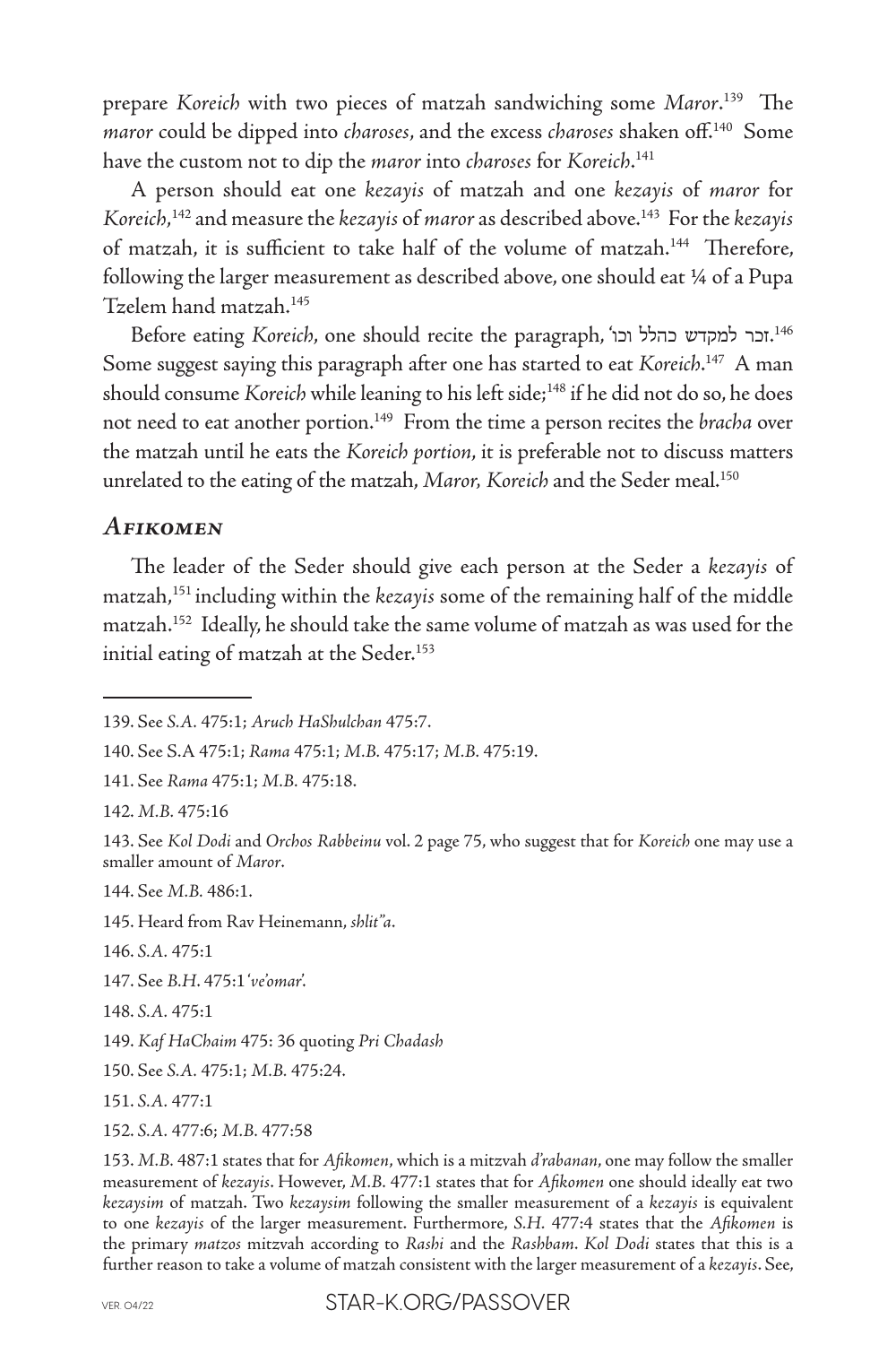prepare *Koreich* with two pieces of matzah sandwiching some *Maror*.[139] The *maror* could be dipped into *charoses*, and the excess *charoses* shaken off.[140] Some have the custom not to dip the *maror* into *charoses* for *Koreich*.[141]

A person should eat one *kezayis* of matzah and one *kezayis* of *maror* for *Koreich*,[142] and measure the *kezayis* of *maror* as described above.[143] For the *kezayis* of matzah, it is sufficient to take half of the volume of matzah.[144] Therefore, following the larger measurement as described above, one should eat ¼ of a Pupa Tzelem hand matzah.[145]

Before eating *Koreich*, one should recite the paragraph, 'זכר למקדש כהלל וכו.[146] Some suggest saying this paragraph after one has started to eat *Koreich*.[147] A man should consume *Koreich* while leaning to his left side;[148] if he did not do so, he does not need to eat another portion.[149] From the time a person recites the *bracha* over the matzah until he eats the *Koreich portion*, it is preferable not to discuss matters unrelated to the eating of the matzah, *Maror, Koreich* and the Seder meal.[150]

## *Afikomen*

The leader of the Seder should give each person at the Seder a *kezayis* of matzah,[151] including within the *kezayis* some of the remaining half of the middle matzah.[152] Ideally, he should take the same volume of matzah as was used for the initial eating of matzah at the Seder.[153]

---

139. See *S.A.* 475:1; *Aruch HaShulchan* 475:7.

140. See S.A 475:1; *Rama* 475:1; *M.B.* 475:17; *M.B.* 475:19.

141. See *Rama* 475:1; *M.B.* 475:18.

142. *M.B.* 475:16

143. See *Kol Dodi* and *Orchos Rabbeinu* vol. 2 page 75, who suggest that for *Koreich* one may use a smaller amount of *Maror*.

144. See *M.B.* 486:1.

145. Heard from Rav Heinemann, *shlit"a*.

146. *S.A.* 475:1

147. See *B.H.* 475:1 '*ve'omar*'.

148. *S.A.* 475:1

149. *Kaf HaChaim* 475: 36 quoting *Pri Chadash*

150. See *S.A.* 475:1; *M.B.* 475:24.

151. *S.A.* 477:1

152. *S.A.* 477:6; *M.B.* 477:58

153. *M.B.* 487:1 states that for *Afikomen*, which is a mitzvah *d'rabanan*, one may follow the smaller measurement of *kezayis*. However, *M.B.* 477:1 states that for *Afikomen* one should ideally eat two *kezaysim* of matzah. Two *kezaysim* following the smaller measurement of a *kezayis* is equivalent to one *kezayis* of the larger measurement. Furthermore, *S.H.* 477:4 states that the *Afikomen* is the primary *matzos* mitzvah according to *Rashi* and the *Rashbam*. *Kol Dodi* states that this is a further reason to take a volume of matzah consistent with the larger measurement of a *kezayis*. See,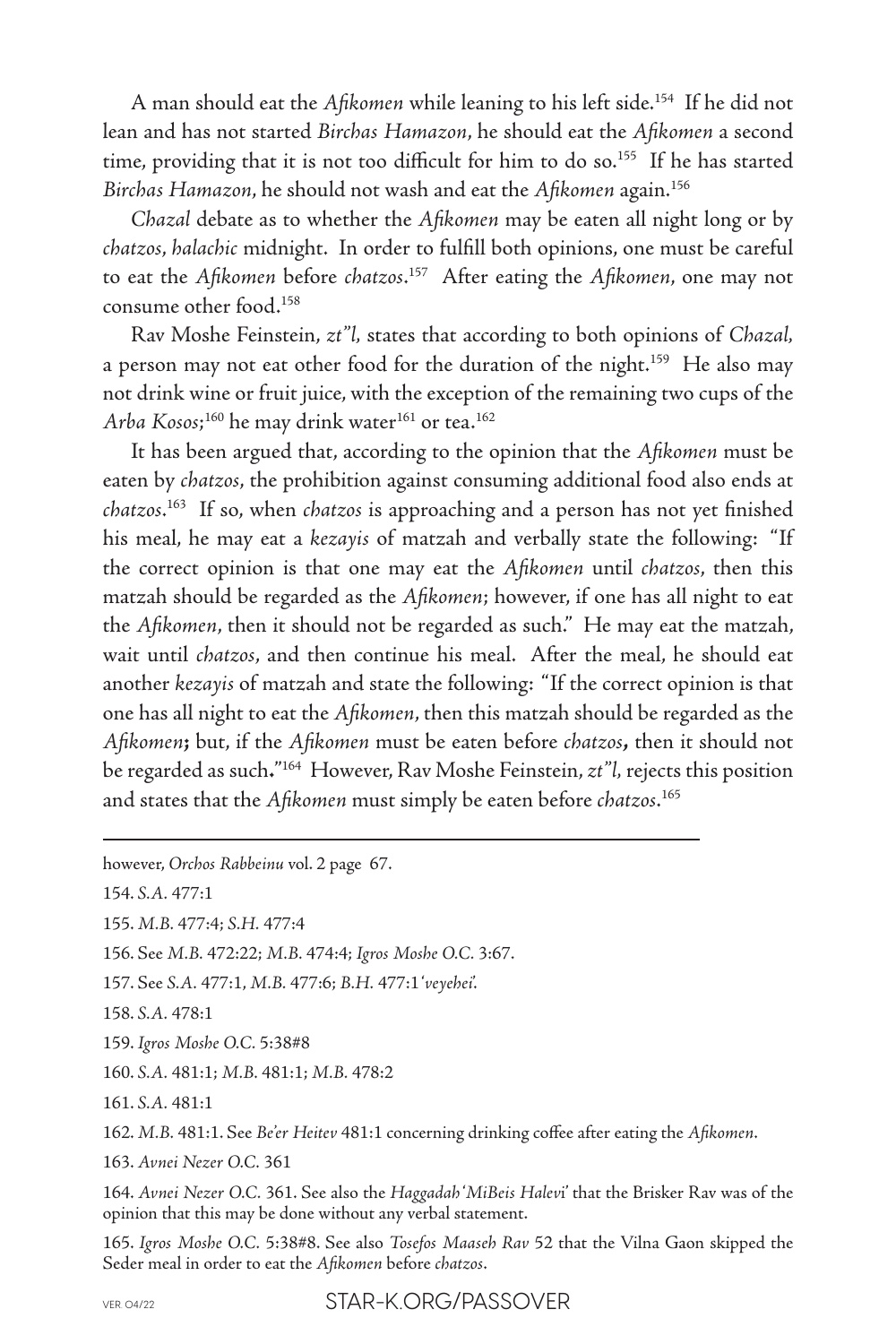A man should eat the *Afikomen* while leaning to his left side.[154] If he did not lean and has not started *Birchas Hamazon*, he should eat the *Afikomen* a second time, providing that it is not too difficult for him to do so.[155] If he has started *Birchas Hamazon*, he should not wash and eat the *Afikomen* again.[156]

*Chazal* debate as to whether the *Afikomen* may be eaten all night long or by *chatzos*, *halachic* midnight. In order to fulfill both opinions, one must be careful to eat the *Afikomen* before *chatzos*.[157] After eating the *Afikomen*, one may not consume other food.[158]

Rav Moshe Feinstein, *zt"l*, states that according to both opinions of *Chazal*, a person may not eat other food for the duration of the night.[159] He also may not drink wine or fruit juice, with the exception of the remaining two cups of the *Arba Kosos*;[160] he may drink water[161] or tea.[162]

It has been argued that, according to the opinion that the *Afikomen* must be eaten by *chatzos*, the prohibition against consuming additional food also ends at *chatzos*.[163] If so, when *chatzos* is approaching and a person has not yet finished his meal, he may eat a *kezayis* of matzah and verbally state the following: "If the correct opinion is that one may eat the *Afikomen* until *chatzos*, then this matzah should be regarded as the *Afikomen*; however, if one has all night to eat the *Afikomen*, then it should not be regarded as such." He may eat the matzah, wait until *chatzos*, and then continue his meal. After the meal, he should eat another *kezayis* of matzah and state the following: "If the correct opinion is that one has all night to eat the *Afikomen*, then this matzah should be regarded as the *Afikomen*; but, if the *Afikomen* must be eaten before *chatzos*, then it should not be regarded as such."[164] However, Rav Moshe Feinstein, *zt"l*, rejects this position and states that the *Afikomen* must simply be eaten before *chatzos*.[165]

---

however, *Orchos Rabbeinu* vol. 2 page 67.

154. *S.A.* 477:1

155. *M.B.* 477:4; *S.H.* 477:4

156. See *M.B.* 472:22; *M.B.* 474:4; *Igros Moshe O.C.* 3:67.

157. See *S.A.* 477:1, *M.B.* 477:6; *B.H.* 477:1 '*veyehei*'.

158. *S.A.* 478:1

159. *Igros Moshe O.C.* 5:38#8

160. *S.A.* 481:1; *M.B.* 481:1; *M.B.* 478:2

161. *S.A.* 481:1

162. *M.B.* 481:1. See *Be'er Heitev* 481:1 concerning drinking coffee after eating the *Afikomen*.

163. *Avnei Nezer O.C.* 361

164. *Avnei Nezer O.C.* 361. See also the *Haggadah* '*MiBeis Halevi*' that the Brisker Rav was of the opinion that this may be done without any verbal statement.

165. *Igros Moshe O.C.* 5:38#8. See also *Tosefos Maaseh Rav* 52 that the Vilna Gaon skipped the Seder meal in order to eat the *Afikomen* before *chatzos*.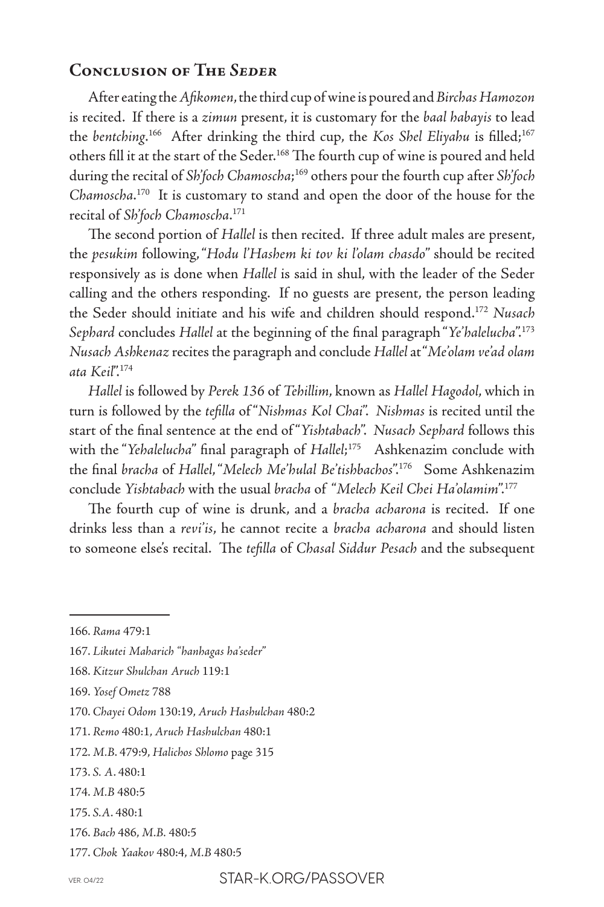## Conclusion of The *Seder*

After eating the *Afikomen*, the third cup of wine is poured and *Birchas Hamozon* is recited. If there is a *zimun* present, it is customary for the *baal habayis* to lead the *bentching*.[166] After drinking the third cup, the *Kos Shel Eliyahu* is filled;[167] others fill it at the start of the Seder.[168] The fourth cup of wine is poured and held during the recital of *Sh'foch Chamoscha*;[169] others pour the fourth cup after *Sh'foch Chamoscha*.[170] It is customary to stand and open the door of the house for the recital of *Sh'foch Chamoscha*.[171]

The second portion of *Hallel* is then recited. If three adult males are present, the *pesukim* following, "*Hodu l'Hashem ki tov ki l'olam chasdo*" should be recited responsively as is done when *Hallel* is said in shul, with the leader of the Seder calling and the others responding. If no guests are present, the person leading the Seder should initiate and his wife and children should respond.[172] *Nusach Sephard* concludes *Hallel* at the beginning of the final paragraph "*Ye'halelucha*".[173] *Nusach Ashkenaz* recites the paragraph and conclude *Hallel* at "*Me'olam ve'ad olam ata Keil*".[174]

*Hallel* is followed by *Perek 136* of *Tehillim*, known as *Hallel Hagodol*, which in turn is followed by the *tefilla* of "*Nishmas Kol Chai*". *Nishmas* is recited until the start of the final sentence at the end of "*Yishtabach*". *Nusach Sephard* follows this with the "*Yehalelucha*" final paragraph of *Hallel*;[175] Ashkenazim conclude with the final *bracha* of *Hallel*, "*Melech Me'hulal Be'tishbachos*".[176] Some Ashkenazim conclude *Yishtabach* with the usual *bracha* of "*Melech Keil Chei Ha'olamim*".[177]

The fourth cup of wine is drunk, and a *bracha acharona* is recited. If one drinks less than a *revi'is*, he cannot recite a *bracha acharona* and should listen to someone else's recital. The *tefilla* of *Chasal Siddur Pesach* and the subsequent

---

166. *Rama* 479:1
167. *Likutei Maharich "hanhagas ha'seder"*
168. *Kitzur Shulchan Aruch* 119:1
169. *Yosef Ometz* 788
170. *Chayei Odom* 130:19, *Aruch Hashulchan* 480:2
171. *Remo* 480:1, *Aruch Hashulchan* 480:1
172. *M.B.* 479:9, *Halichos Shlomo* page 315
173. *S. A.* 480:1
174. *M.B* 480:5
175. *S.A.* 480:1
176. *Bach* 486, *M.B.* 480:5
177. *Chok Yaakov* 480:4, *M.B* 480:5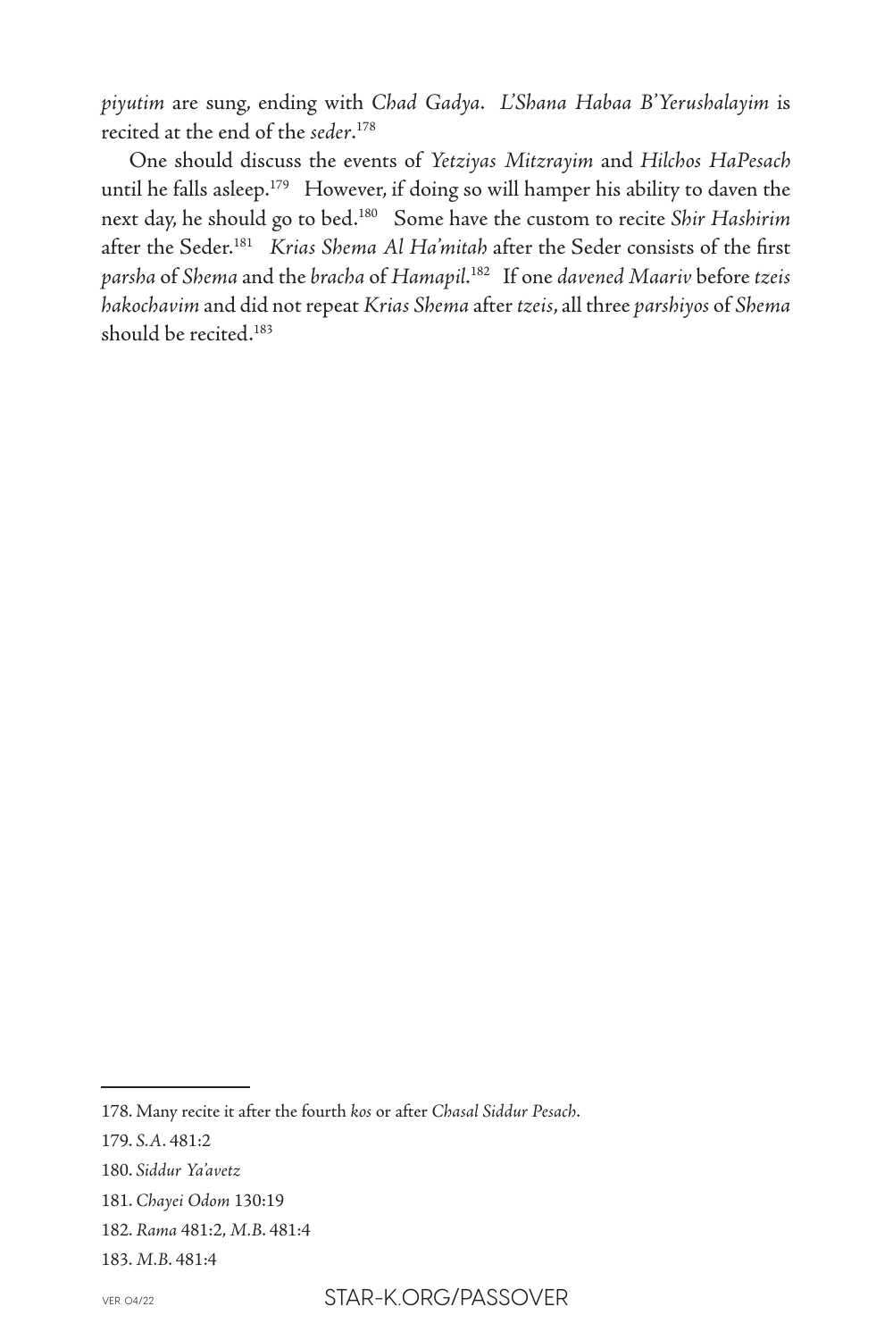*piyutim* are sung, ending with *Chad Gadya*. *L'Shana Habaa B'Yerushalayim* is recited at the end of the *seder*.[178]

One should discuss the events of *Yetziyas Mitzrayim* and *Hilchos HaPesach* until he falls asleep.[179] However, if doing so will hamper his ability to daven the next day, he should go to bed.[180] Some have the custom to recite *Shir Hashirim* after the Seder.[181] *Krias Shema Al Ha'mitah* after the Seder consists of the first *parsha* of *Shema* and the *bracha* of *Hamapil*.[182] If one *davened Maariv* before *tzeis hakochavim* and did not repeat *Krias Shema* after *tzeis*, all three *parshiyos* of *Shema* should be recited.[183]

---

178. Many recite it after the fourth *kos* or after *Chasal Siddur Pesach*.

179. *S.A.* 481:2

180. *Siddur Ya'avetz*

181. *Chayei Odom* 130:19

182. *Rama* 481:2, *M.B.* 481:4

183. *M.B.* 481:4

VER. 04/22 STAR-K.ORG/PASSOVER